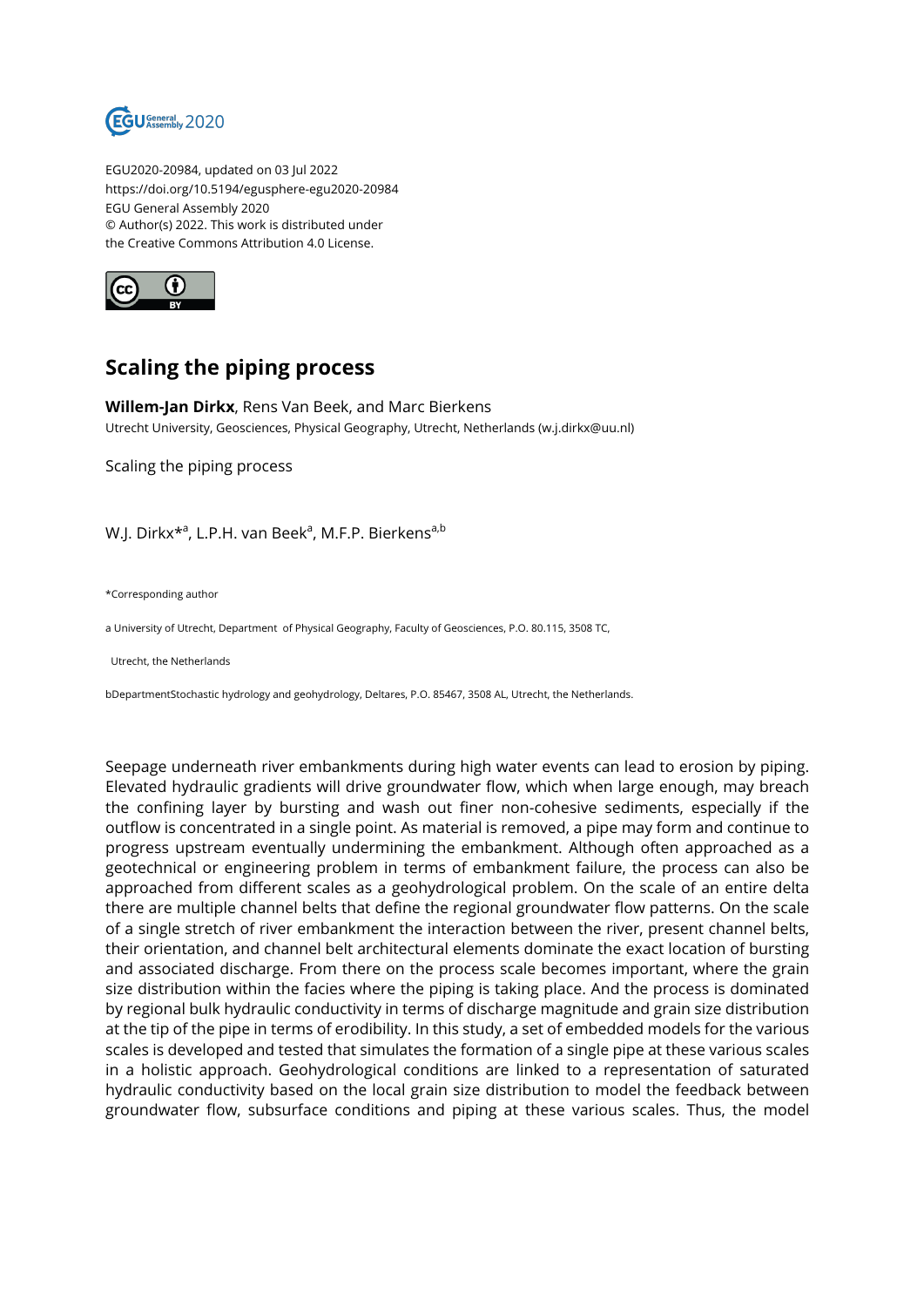EGU2020-20984, updated on 03 Jul 2022
https://doi.org/10.5194/egusphere-egu2020-20984
EGU General Assembly 2020
© Author(s) 2022. This work is distributed under
the Creative Commons Attribution 4.0 License.

# Scaling the piping process

**Willem-Jan Dirkx**, Rens Van Beek, and Marc Bierkens
Utrecht University, Geosciences, Physical Geography, Utrecht, Netherlands (w.j.dirkx@uu.nl)

Scaling the piping process

W.J. Dirkx*[a], L.P.H. van Beek[a], M.F.P. Bierkens[a,b]

*Corresponding author

a University of Utrecht, Department of Physical Geography, Faculty of Geosciences, P.O. 80.115, 3508 TC, Utrecht, the Netherlands

bDepartmentStochastic hydrology and geohydrology, Deltares, P.O. 85467, 3508 AL, Utrecht, the Netherlands.

Seepage underneath river embankments during high water events can lead to erosion by piping. Elevated hydraulic gradients will drive groundwater flow, which when large enough, may breach the confining layer by bursting and wash out finer non-cohesive sediments, especially if the outflow is concentrated in a single point. As material is removed, a pipe may form and continue to progress upstream eventually undermining the embankment. Although often approached as a geotechnical or engineering problem in terms of embankment failure, the process can also be approached from different scales as a geohydrological problem. On the scale of an entire delta there are multiple channel belts that define the regional groundwater flow patterns. On the scale of a single stretch of river embankment the interaction between the river, present channel belts, their orientation, and channel belt architectural elements dominate the exact location of bursting and associated discharge. From there on the process scale becomes important, where the grain size distribution within the facies where the piping is taking place. And the process is dominated by regional bulk hydraulic conductivity in terms of discharge magnitude and grain size distribution at the tip of the pipe in terms of erodibility. In this study, a set of embedded models for the various scales is developed and tested that simulates the formation of a single pipe at these various scales in a holistic approach. Geohydrological conditions are linked to a representation of saturated hydraulic conductivity based on the local grain size distribution to model the feedback between groundwater flow, subsurface conditions and piping at these various scales. Thus, the model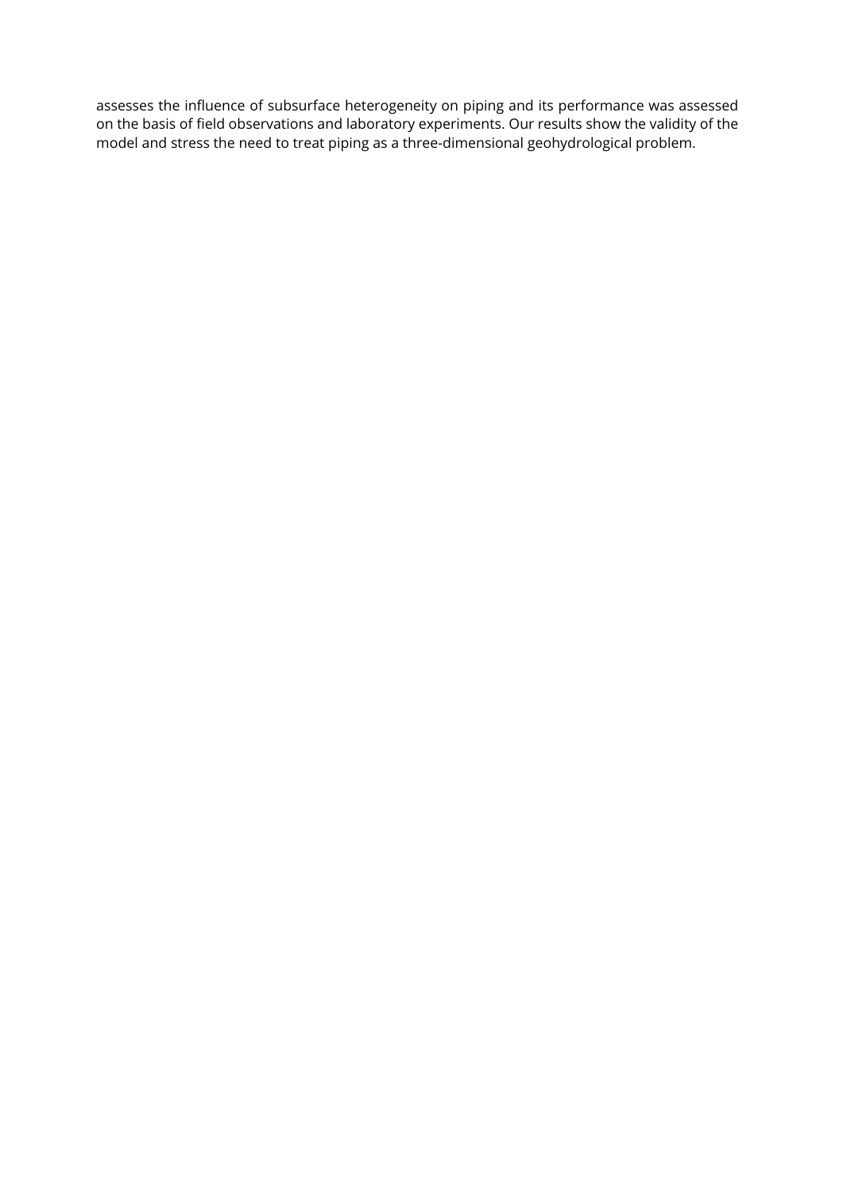assesses the influence of subsurface heterogeneity on piping and its performance was assessed on the basis of field observations and laboratory experiments. Our results show the validity of the model and stress the need to treat piping as a three-dimensional geohydrological problem.